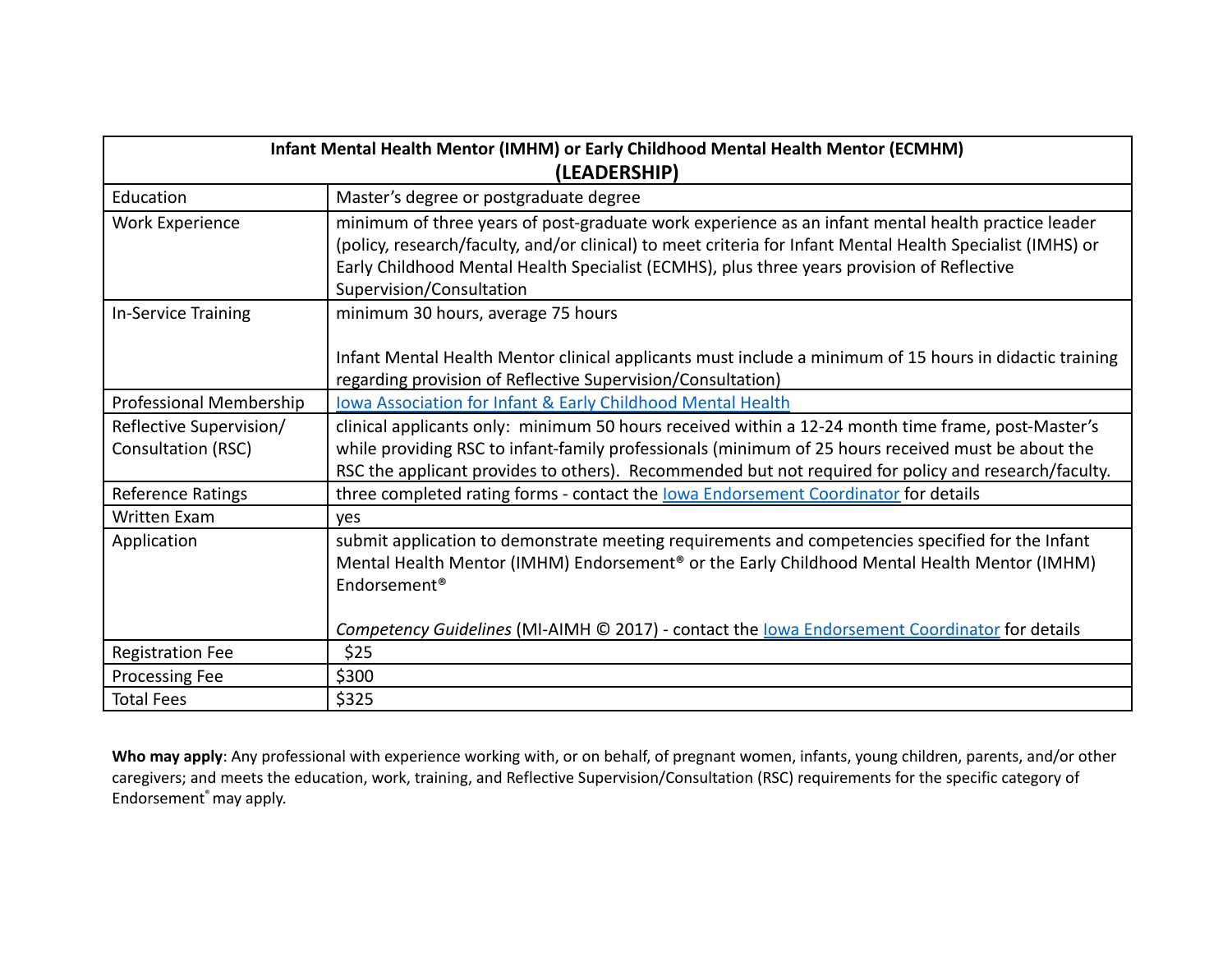| Infant Mental Health Mentor (IMHM) or Early Childhood Mental Health Mentor (ECMHM) **(LEADERSHIP)** | |
|---|---|
| Education | Master's degree or postgraduate degree |
| Work Experience | minimum of three years of post-graduate work experience as an infant mental health practice leader (policy, research/faculty, and/or clinical) to meet criteria for Infant Mental Health Specialist (IMHS) or Early Childhood Mental Health Specialist (ECMHS), plus three years provision of Reflective Supervision/Consultation |
| In-Service Training | minimum 30 hours, average 75 hours<br><br>Infant Mental Health Mentor clinical applicants must include a minimum of 15 hours in didactic training regarding provision of Reflective Supervision/Consultation) |
| Professional Membership | Iowa Association for Infant & Early Childhood Mental Health |
| Reflective Supervision/ Consultation (RSC) | clinical applicants only: minimum 50 hours received within a 12-24 month time frame, post-Master's while providing RSC to infant-family professionals (minimum of 25 hours received must be about the RSC the applicant provides to others). Recommended but not required for policy and research/faculty. |
| Reference Ratings | three completed rating forms - contact the Iowa Endorsement Coordinator for details |
| Written Exam | yes |
| Application | submit application to demonstrate meeting requirements and competencies specified for the Infant Mental Health Mentor (IMHM) Endorsement® or the Early Childhood Mental Health Mentor (IMHM) Endorsement®<br><br>*Competency Guidelines* (MI-AIMH © 2017) - contact the Iowa Endorsement Coordinator for details |
| Registration Fee | $25 |
| Processing Fee | $300 |
| Total Fees | $325 |

**Who may apply**: Any professional with experience working with, or on behalf, of pregnant women, infants, young children, parents, and/or other caregivers; and meets the education, work, training, and Reflective Supervision/Consultation (RSC) requirements for the specific category of Endorsement® may apply.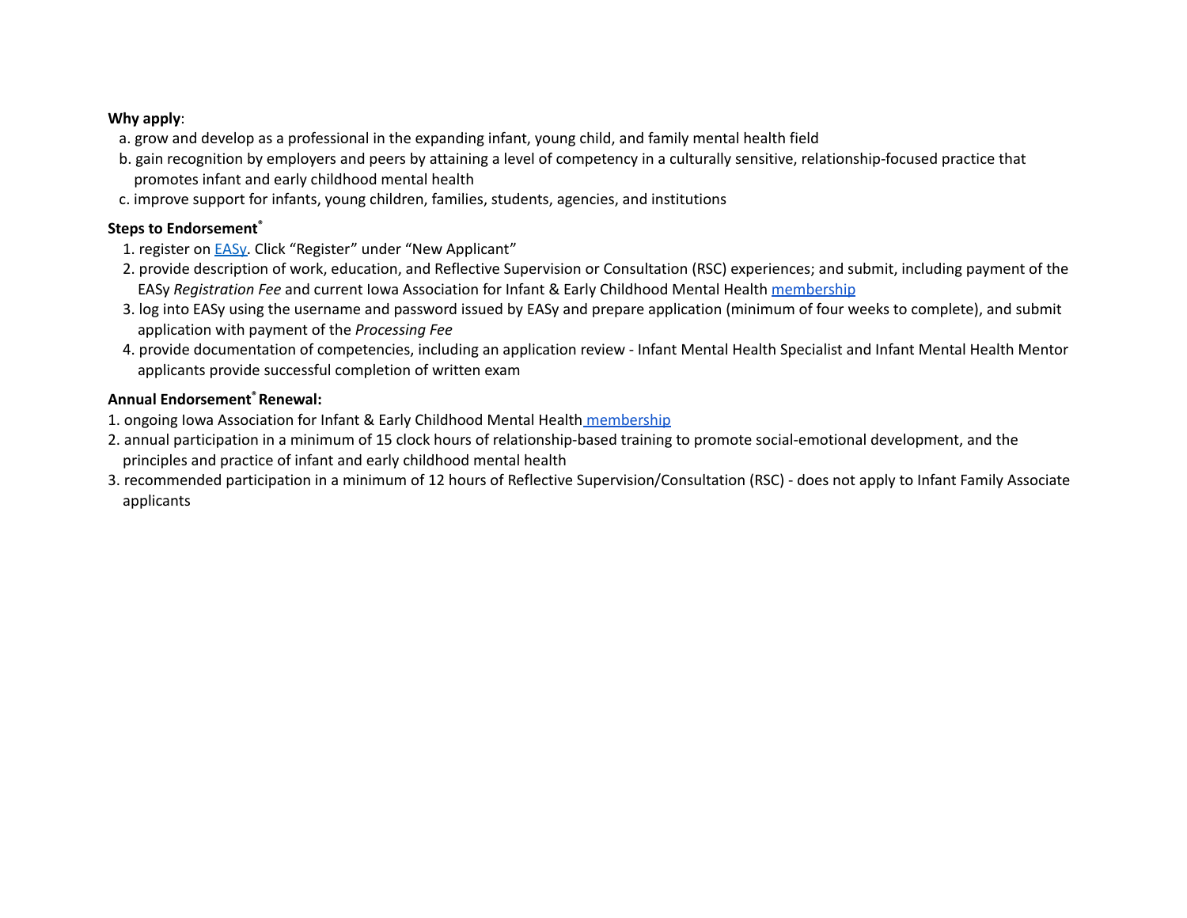**Why apply**:

a. grow and develop as a professional in the expanding infant, young child, and family mental health field
b. gain recognition by employers and peers by attaining a level of competency in a culturally sensitive, relationship-focused practice that promotes infant and early childhood mental health
c. improve support for infants, young children, families, students, agencies, and institutions

**Steps to Endorsement®**

1. register on EASy. Click "Register" under "New Applicant"
2. provide description of work, education, and Reflective Supervision or Consultation (RSC) experiences; and submit, including payment of the EASy *Registration Fee* and current Iowa Association for Infant & Early Childhood Mental Health membership
3. log into EASy using the username and password issued by EASy and prepare application (minimum of four weeks to complete), and submit application with payment of the *Processing Fee*
4. provide documentation of competencies, including an application review - Infant Mental Health Specialist and Infant Mental Health Mentor applicants provide successful completion of written exam

**Annual Endorsement® Renewal:**

1. ongoing Iowa Association for Infant & Early Childhood Mental Health membership
2. annual participation in a minimum of 15 clock hours of relationship-based training to promote social-emotional development, and the principles and practice of infant and early childhood mental health
3. recommended participation in a minimum of 12 hours of Reflective Supervision/Consultation (RSC) - does not apply to Infant Family Associate applicants